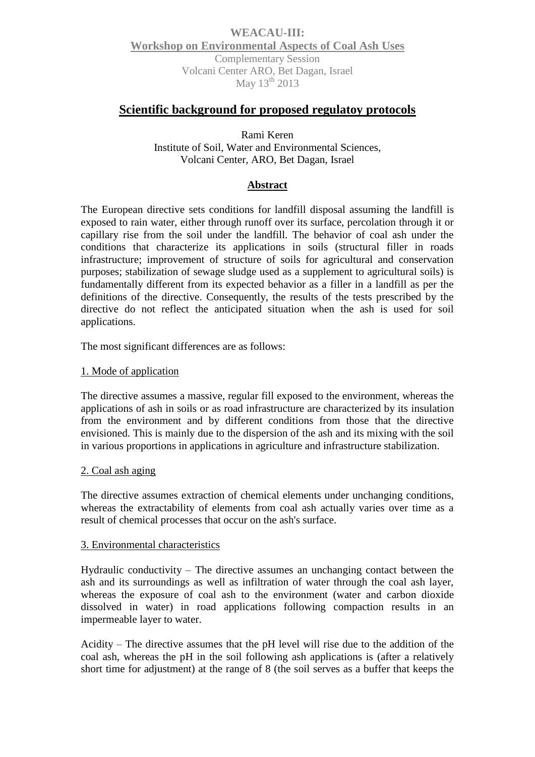**WEACAU-III:**

**Workshop on Environmental Aspects of Coal Ash Uses**

Complementary Session

Volcani Center ARO, Bet Dagan, Israel

May $13^{th}$ 2013

# Scientific background for proposed regulatoy protocols

Rami Keren

Institute of Soil, Water and Environmental Sciences,
Volcani Center, ARO, Bet Dagan, Israel

## Abstract

The European directive sets conditions for landfill disposal assuming the landfill is exposed to rain water, either through runoff over its surface, percolation through it or capillary rise from the soil under the landfill. The behavior of coal ash under the conditions that characterize its applications in soils (structural filler in roads infrastructure; improvement of structure of soils for agricultural and conservation purposes; stabilization of sewage sludge used as a supplement to agricultural soils) is fundamentally different from its expected behavior as a filler in a landfill as per the definitions of the directive. Consequently, the results of the tests prescribed by the directive do not reflect the anticipated situation when the ash is used for soil applications.

The most significant differences are as follows:

1. Mode of application

The directive assumes a massive, regular fill exposed to the environment, whereas the applications of ash in soils or as road infrastructure are characterized by its insulation from the environment and by different conditions from those that the directive envisioned. This is mainly due to the dispersion of the ash and its mixing with the soil in various proportions in applications in agriculture and infrastructure stabilization.

2. Coal ash aging

The directive assumes extraction of chemical elements under unchanging conditions, whereas the extractability of elements from coal ash actually varies over time as a result of chemical processes that occur on the ash's surface.

3. Environmental characteristics

Hydraulic conductivity – The directive assumes an unchanging contact between the ash and its surroundings as well as infiltration of water through the coal ash layer, whereas the exposure of coal ash to the environment (water and carbon dioxide dissolved in water) in road applications following compaction results in an impermeable layer to water.

Acidity – The directive assumes that the pH level will rise due to the addition of the coal ash, whereas the pH in the soil following ash applications is (after a relatively short time for adjustment) at the range of 8 (the soil serves as a buffer that keeps the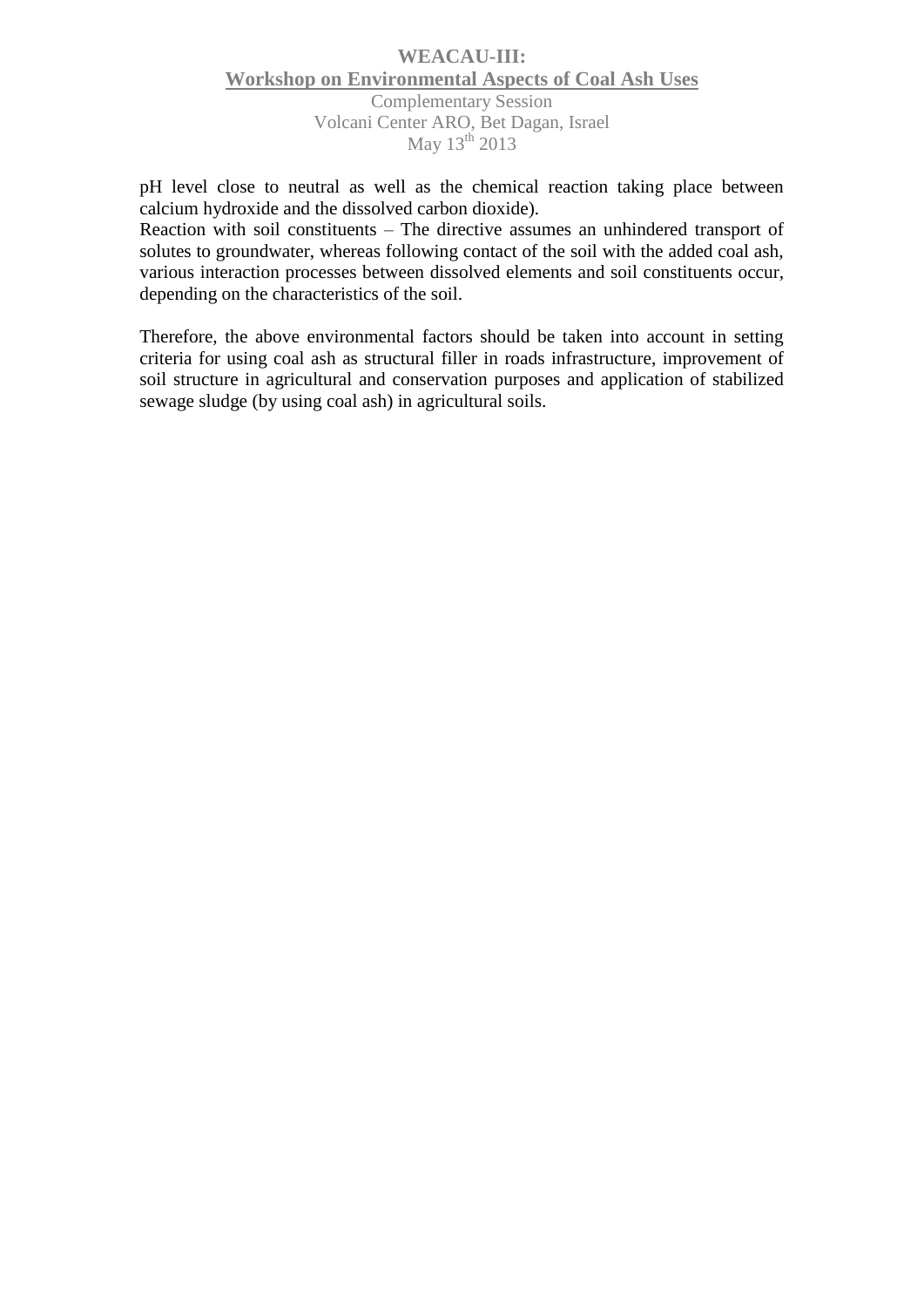pH level close to neutral as well as the chemical reaction taking place between calcium hydroxide and the dissolved carbon dioxide).

Reaction with soil constituents – The directive assumes an unhindered transport of solutes to groundwater, whereas following contact of the soil with the added coal ash, various interaction processes between dissolved elements and soil constituents occur, depending on the characteristics of the soil.

Therefore, the above environmental factors should be taken into account in setting criteria for using coal ash as structural filler in roads infrastructure, improvement of soil structure in agricultural and conservation purposes and application of stabilized sewage sludge (by using coal ash) in agricultural soils.